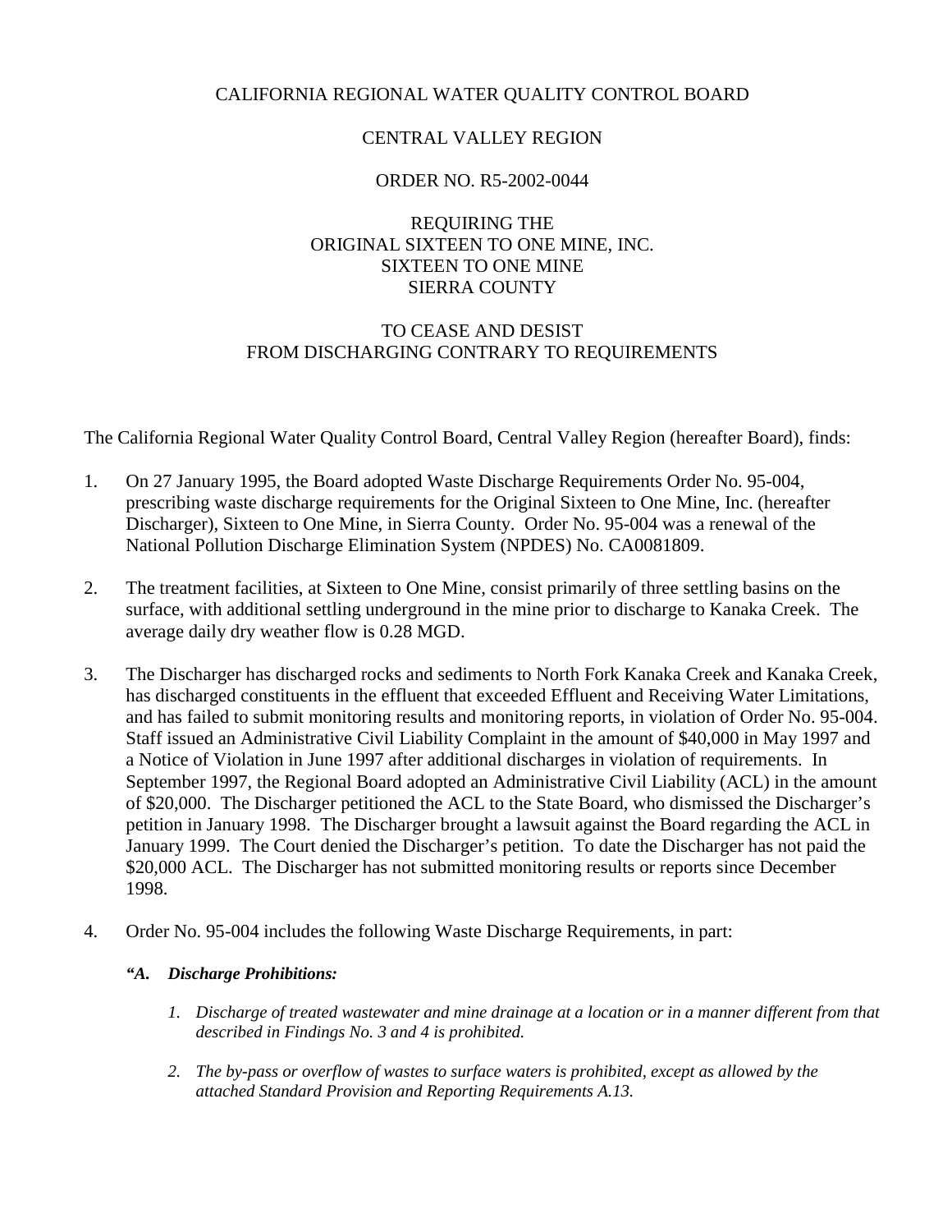CALIFORNIA REGIONAL WATER QUALITY CONTROL BOARD

CENTRAL VALLEY REGION

ORDER NO. R5-2002-0044

REQUIRING THE
ORIGINAL SIXTEEN TO ONE MINE, INC.
SIXTEEN TO ONE MINE
SIERRA COUNTY

TO CEASE AND DESIST
FROM DISCHARGING CONTRARY TO REQUIREMENTS

The California Regional Water Quality Control Board, Central Valley Region (hereafter Board), finds:

1. On 27 January 1995, the Board adopted Waste Discharge Requirements Order No. 95-004, prescribing waste discharge requirements for the Original Sixteen to One Mine, Inc. (hereafter Discharger), Sixteen to One Mine, in Sierra County. Order No. 95-004 was a renewal of the National Pollution Discharge Elimination System (NPDES) No. CA0081809.

2. The treatment facilities, at Sixteen to One Mine, consist primarily of three settling basins on the surface, with additional settling underground in the mine prior to discharge to Kanaka Creek. The average daily dry weather flow is 0.28 MGD.

3. The Discharger has discharged rocks and sediments to North Fork Kanaka Creek and Kanaka Creek, has discharged constituents in the effluent that exceeded Effluent and Receiving Water Limitations, and has failed to submit monitoring results and monitoring reports, in violation of Order No. 95-004. Staff issued an Administrative Civil Liability Complaint in the amount of $40,000 in May 1997 and a Notice of Violation in June 1997 after additional discharges in violation of requirements. In September 1997, the Regional Board adopted an Administrative Civil Liability (ACL) in the amount of $20,000. The Discharger petitioned the ACL to the State Board, who dismissed the Discharger's petition in January 1998. The Discharger brought a lawsuit against the Board regarding the ACL in January 1999. The Court denied the Discharger's petition. To date the Discharger has not paid the $20,000 ACL. The Discharger has not submitted monitoring results or reports since December 1998.

4. Order No. 95-004 includes the following Waste Discharge Requirements, in part:

   ***"A. Discharge Prohibitions:***

   1. *Discharge of treated wastewater and mine drainage at a location or in a manner different from that described in Findings No. 3 and 4 is prohibited.*

   2. *The by-pass or overflow of wastes to surface waters is prohibited, except as allowed by the attached Standard Provision and Reporting Requirements A.13.*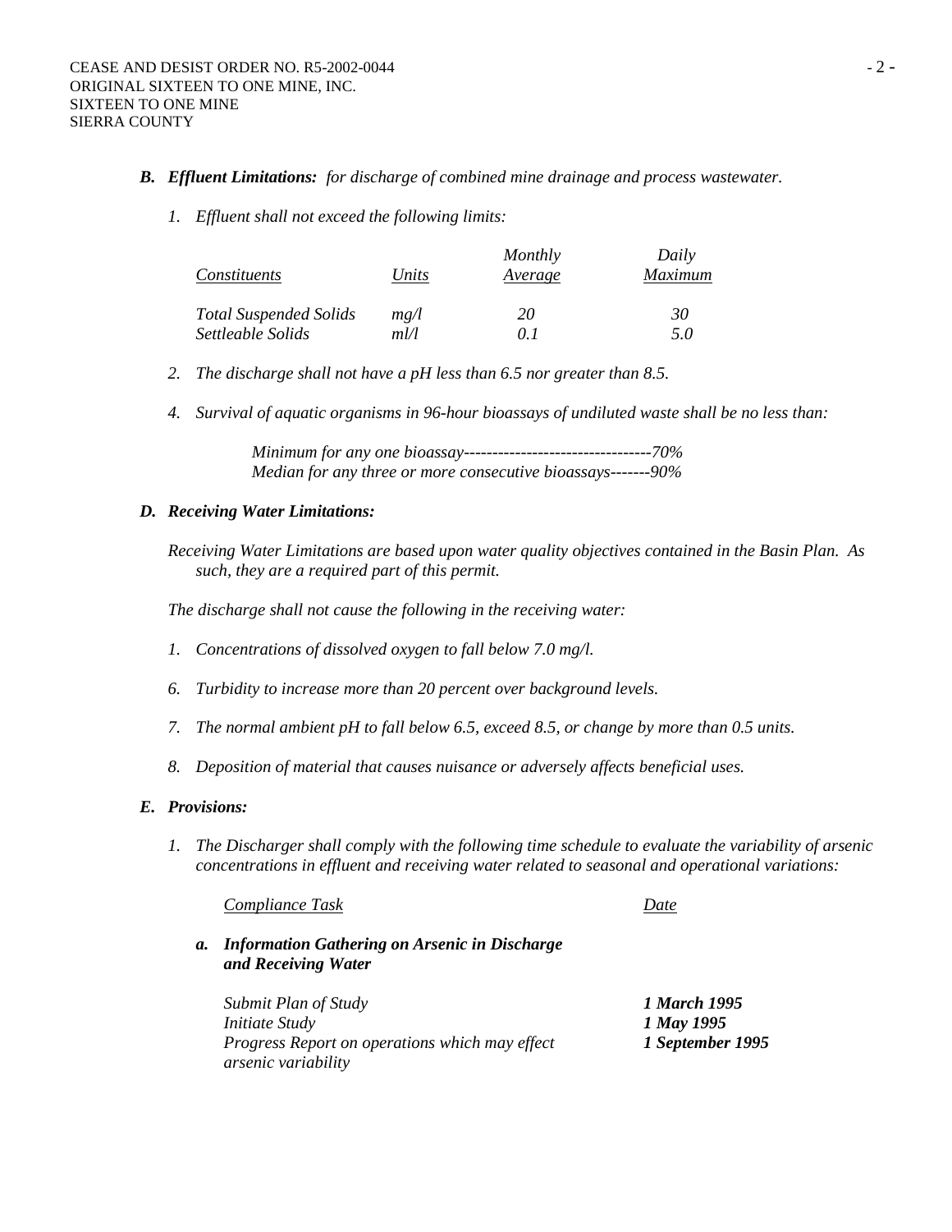***B. Effluent Limitations:*** *for discharge of combined mine drainage and process wastewater.*

*1. Effluent shall not exceed the following limits:*

| *Constituents* | *Units* | *Monthly Average* | *Daily Maximum* |
|---|---|---|---|
| *Total Suspended Solids* | *mg/l* | *20* | *30* |
| *Settleable Solids* | *ml/l* | *0.1* | *5.0* |

*2. The discharge shall not have a pH less than 6.5 nor greater than 8.5.*

*4. Survival of aquatic organisms in 96-hour bioassays of undiluted waste shall be no less than:*

*Minimum for any one bioassay---------------------------------70%*
*Median for any three or more consecutive bioassays-------90%*

***D. Receiving Water Limitations:***

*Receiving Water Limitations are based upon water quality objectives contained in the Basin Plan. As such, they are a required part of this permit.*

*The discharge shall not cause the following in the receiving water:*

*1. Concentrations of dissolved oxygen to fall below 7.0 mg/l.*

*6. Turbidity to increase more than 20 percent over background levels.*

*7. The normal ambient pH to fall below 6.5, exceed 8.5, or change by more than 0.5 units.*

*8. Deposition of material that causes nuisance or adversely affects beneficial uses.*

***E. Provisions:***

*1. The Discharger shall comply with the following time schedule to evaluate the variability of arsenic concentrations in effluent and receiving water related to seasonal and operational variations:*

| *Compliance Task* | *Date* |
|---|---|
| ***a. Information Gathering on Arsenic in Discharge and Receiving Water*** | |
| *Submit Plan of Study* | ***1 March 1995*** |
| *Initiate Study* | ***1 May 1995*** |
| *Progress Report on operations which may effect arsenic variability* | ***1 September 1995*** |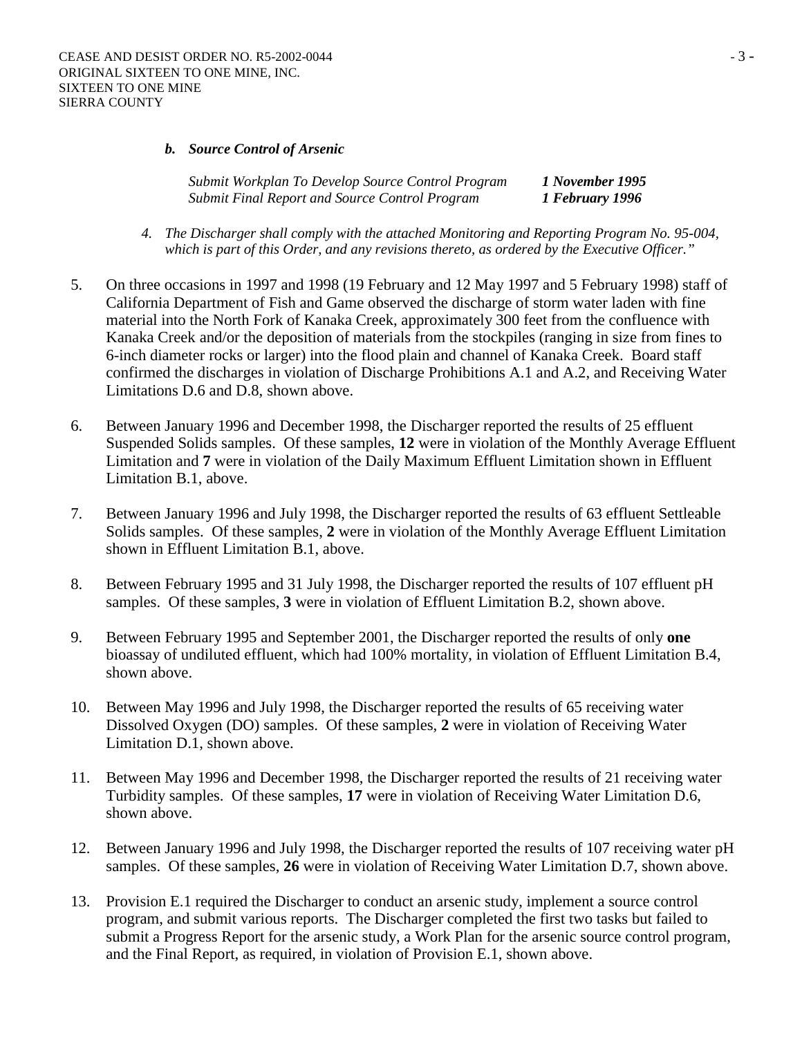*b.* ***Source Control of Arsenic***

| | |
|---|---|
| *Submit Workplan To Develop Source Control Program* | ***1 November 1995*** |
| *Submit Final Report and Source Control Program* | ***1 February 1996*** |

*4. The Discharger shall comply with the attached Monitoring and Reporting Program No. 95-004, which is part of this Order, and any revisions thereto, as ordered by the Executive Officer."*

5. On three occasions in 1997 and 1998 (19 February and 12 May 1997 and 5 February 1998) staff of California Department of Fish and Game observed the discharge of storm water laden with fine material into the North Fork of Kanaka Creek, approximately 300 feet from the confluence with Kanaka Creek and/or the deposition of materials from the stockpiles (ranging in size from fines to 6-inch diameter rocks or larger) into the flood plain and channel of Kanaka Creek. Board staff confirmed the discharges in violation of Discharge Prohibitions A.1 and A.2, and Receiving Water Limitations D.6 and D.8, shown above.

6. Between January 1996 and December 1998, the Discharger reported the results of 25 effluent Suspended Solids samples. Of these samples, **12** were in violation of the Monthly Average Effluent Limitation and **7** were in violation of the Daily Maximum Effluent Limitation shown in Effluent Limitation B.1, above.

7. Between January 1996 and July 1998, the Discharger reported the results of 63 effluent Settleable Solids samples. Of these samples, **2** were in violation of the Monthly Average Effluent Limitation shown in Effluent Limitation B.1, above.

8. Between February 1995 and 31 July 1998, the Discharger reported the results of 107 effluent pH samples. Of these samples, **3** were in violation of Effluent Limitation B.2, shown above.

9. Between February 1995 and September 2001, the Discharger reported the results of only **one** bioassay of undiluted effluent, which had 100% mortality, in violation of Effluent Limitation B.4, shown above.

10. Between May 1996 and July 1998, the Discharger reported the results of 65 receiving water Dissolved Oxygen (DO) samples. Of these samples, **2** were in violation of Receiving Water Limitation D.1, shown above.

11. Between May 1996 and December 1998, the Discharger reported the results of 21 receiving water Turbidity samples. Of these samples, **17** were in violation of Receiving Water Limitation D.6, shown above.

12. Between January 1996 and July 1998, the Discharger reported the results of 107 receiving water pH samples. Of these samples, **26** were in violation of Receiving Water Limitation D.7, shown above.

13. Provision E.1 required the Discharger to conduct an arsenic study, implement a source control program, and submit various reports. The Discharger completed the first two tasks but failed to submit a Progress Report for the arsenic study, a Work Plan for the arsenic source control program, and the Final Report, as required, in violation of Provision E.1, shown above.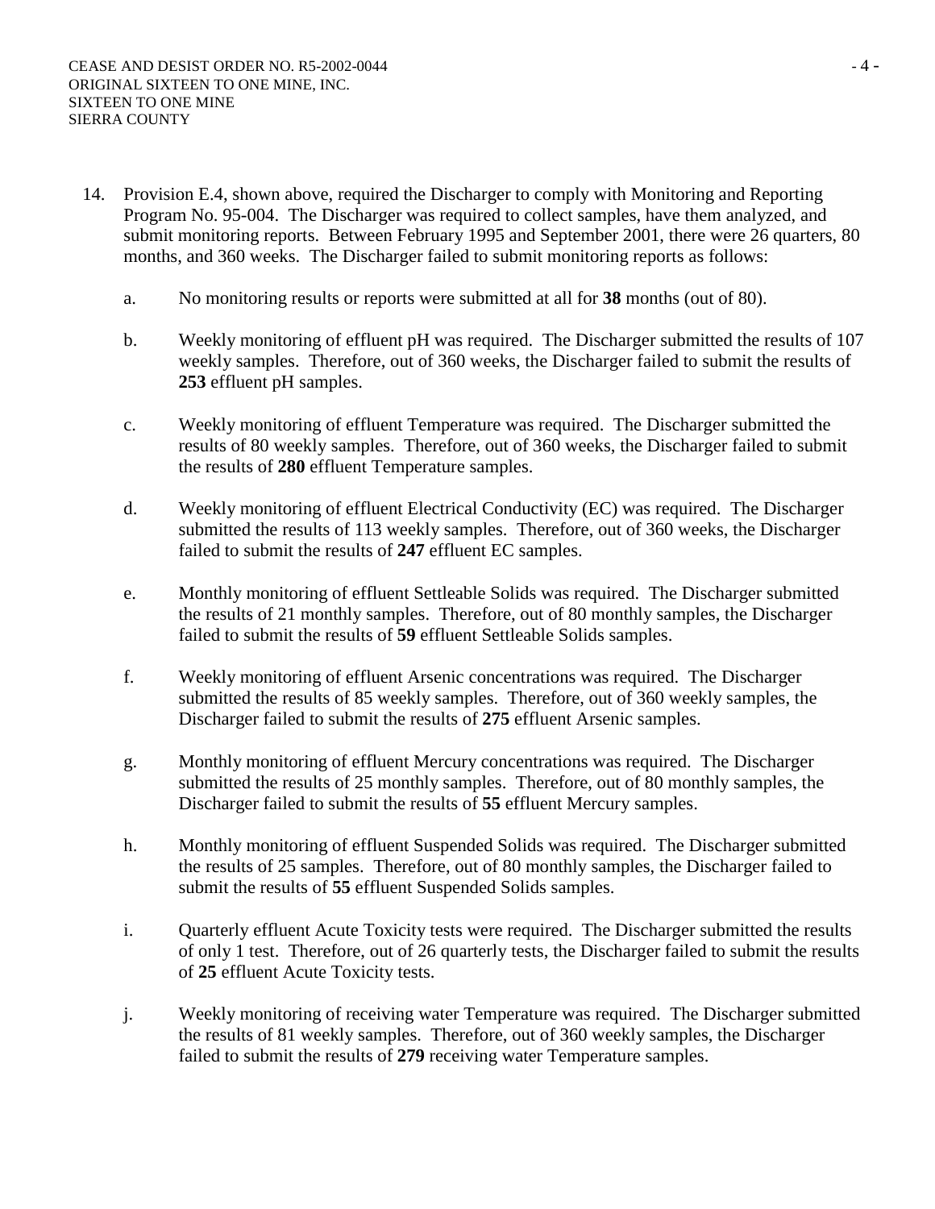14. Provision E.4, shown above, required the Discharger to comply with Monitoring and Reporting Program No. 95-004. The Discharger was required to collect samples, have them analyzed, and submit monitoring reports. Between February 1995 and September 2001, there were 26 quarters, 80 months, and 360 weeks. The Discharger failed to submit monitoring reports as follows:

    a. No monitoring results or reports were submitted at all for **38** months (out of 80).

    b. Weekly monitoring of effluent pH was required. The Discharger submitted the results of 107 weekly samples. Therefore, out of 360 weeks, the Discharger failed to submit the results of **253** effluent pH samples.

    c. Weekly monitoring of effluent Temperature was required. The Discharger submitted the results of 80 weekly samples. Therefore, out of 360 weeks, the Discharger failed to submit the results of **280** effluent Temperature samples.

    d. Weekly monitoring of effluent Electrical Conductivity (EC) was required. The Discharger submitted the results of 113 weekly samples. Therefore, out of 360 weeks, the Discharger failed to submit the results of **247** effluent EC samples.

    e. Monthly monitoring of effluent Settleable Solids was required. The Discharger submitted the results of 21 monthly samples. Therefore, out of 80 monthly samples, the Discharger failed to submit the results of **59** effluent Settleable Solids samples.

    f. Weekly monitoring of effluent Arsenic concentrations was required. The Discharger submitted the results of 85 weekly samples. Therefore, out of 360 weekly samples, the Discharger failed to submit the results of **275** effluent Arsenic samples.

    g. Monthly monitoring of effluent Mercury concentrations was required. The Discharger submitted the results of 25 monthly samples. Therefore, out of 80 monthly samples, the Discharger failed to submit the results of **55** effluent Mercury samples.

    h. Monthly monitoring of effluent Suspended Solids was required. The Discharger submitted the results of 25 samples. Therefore, out of 80 monthly samples, the Discharger failed to submit the results of **55** effluent Suspended Solids samples.

    i. Quarterly effluent Acute Toxicity tests were required. The Discharger submitted the results of only 1 test. Therefore, out of 26 quarterly tests, the Discharger failed to submit the results of **25** effluent Acute Toxicity tests.

    j. Weekly monitoring of receiving water Temperature was required. The Discharger submitted the results of 81 weekly samples. Therefore, out of 360 weekly samples, the Discharger failed to submit the results of **279** receiving water Temperature samples.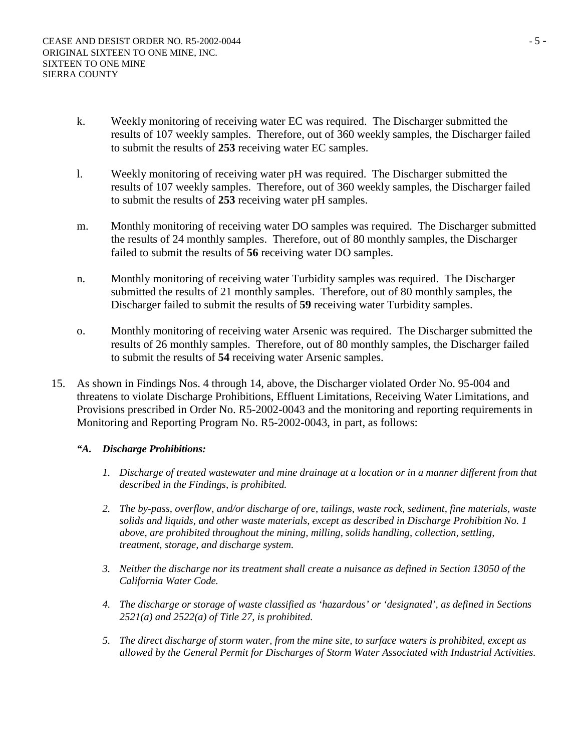k. Weekly monitoring of receiving water EC was required. The Discharger submitted the results of 107 weekly samples. Therefore, out of 360 weekly samples, the Discharger failed to submit the results of **253** receiving water EC samples.

l. Weekly monitoring of receiving water pH was required. The Discharger submitted the results of 107 weekly samples. Therefore, out of 360 weekly samples, the Discharger failed to submit the results of **253** receiving water pH samples.

m. Monthly monitoring of receiving water DO samples was required. The Discharger submitted the results of 24 monthly samples. Therefore, out of 80 monthly samples, the Discharger failed to submit the results of **56** receiving water DO samples.

n. Monthly monitoring of receiving water Turbidity samples was required. The Discharger submitted the results of 21 monthly samples. Therefore, out of 80 monthly samples, the Discharger failed to submit the results of **59** receiving water Turbidity samples.

o. Monthly monitoring of receiving water Arsenic was required. The Discharger submitted the results of 26 monthly samples. Therefore, out of 80 monthly samples, the Discharger failed to submit the results of **54** receiving water Arsenic samples.

15. As shown in Findings Nos. 4 through 14, above, the Discharger violated Order No. 95-004 and threatens to violate Discharge Prohibitions, Effluent Limitations, Receiving Water Limitations, and Provisions prescribed in Order No. R5-2002-0043 and the monitoring and reporting requirements in Monitoring and Reporting Program No. R5-2002-0043, in part, as follows:

***"A. Discharge Prohibitions:***

*1. Discharge of treated wastewater and mine drainage at a location or in a manner different from that described in the Findings, is prohibited.*

*2. The by-pass, overflow, and/or discharge of ore, tailings, waste rock, sediment, fine materials, waste solids and liquids, and other waste materials, except as described in Discharge Prohibition No. 1 above, are prohibited throughout the mining, milling, solids handling, collection, settling, treatment, storage, and discharge system.*

*3. Neither the discharge nor its treatment shall create a nuisance as defined in Section 13050 of the California Water Code.*

*4. The discharge or storage of waste classified as 'hazardous' or 'designated', as defined in Sections 2521(a) and 2522(a) of Title 27, is prohibited.*

*5. The direct discharge of storm water, from the mine site, to surface waters is prohibited, except as allowed by the General Permit for Discharges of Storm Water Associated with Industrial Activities.*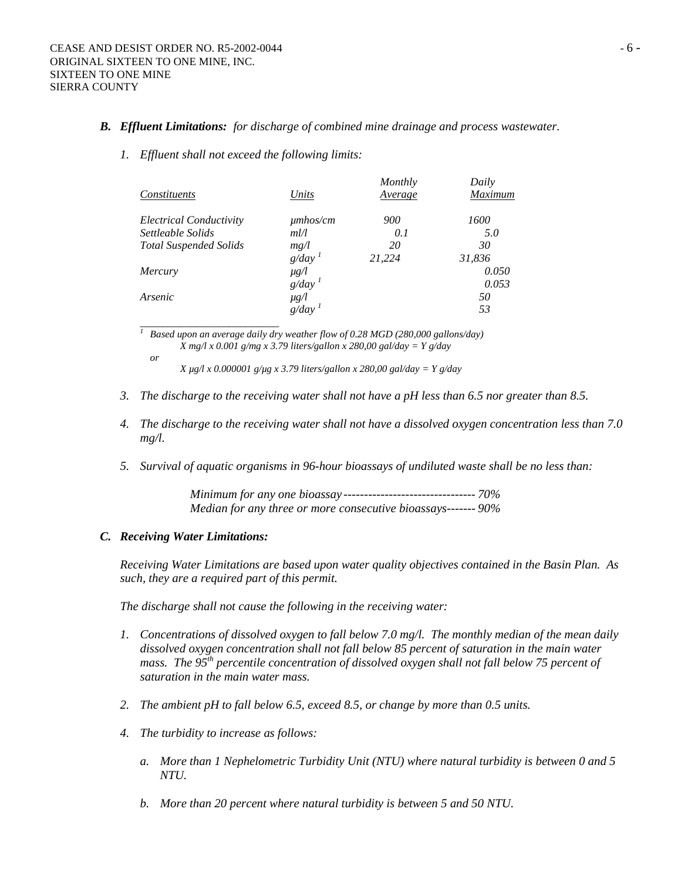*B. **Effluent Limitations:** for discharge of combined mine drainage and process wastewater.*

*1. Effluent shall not exceed the following limits:*

| *Constituents* | *Units* | *Monthly Average* | *Daily Maximum* |
|---|---|---|---|
| *Electrical Conductivity* | *µmhos/cm* | *900* | *1600* |
| *Settleable Solids* | *ml/l* | *0.1* | *5.0* |
| *Total Suspended Solids* | *mg/l* | *20* | *30* |
| | *g/day* [1] | *21,224* | *31,836* |
| *Mercury* | *µg/l* | | *0.050* |
| | *g/day* [1] | | *0.053* |
| *Arsenic* | *µg/l* | | *50* |
| | *g/day* [1] | | *53* |

[1] *Based upon an average daily dry weather flow of 0.28 MGD (280,000 gallons/day)*
*X mg/l x 0.001 g/mg x 3.79 liters/gallon x 280,00 gal/day = Y g/day*
*or*
*X µg/l x 0.000001 g/µg x 3.79 liters/gallon x 280,00 gal/day = Y g/day*

*3. The discharge to the receiving water shall not have a pH less than 6.5 nor greater than 8.5.*

*4. The discharge to the receiving water shall not have a dissolved oxygen concentration less than 7.0 mg/l.*

*5. Survival of aquatic organisms in 96-hour bioassays of undiluted waste shall be no less than:*

*Minimum for any one bioassay -------------------------------- 70%*
*Median for any three or more consecutive bioassays------- 90%*

*C. **Receiving Water Limitations:***

*Receiving Water Limitations are based upon water quality objectives contained in the Basin Plan. As such, they are a required part of this permit.*

*The discharge shall not cause the following in the receiving water:*

*1. Concentrations of dissolved oxygen to fall below 7.0 mg/l. The monthly median of the mean daily dissolved oxygen concentration shall not fall below 85 percent of saturation in the main water mass. The 95th percentile concentration of dissolved oxygen shall not fall below 75 percent of saturation in the main water mass.*

*2. The ambient pH to fall below 6.5, exceed 8.5, or change by more than 0.5 units.*

*4. The turbidity to increase as follows:*

*a. More than 1 Nephelometric Turbidity Unit (NTU) where natural turbidity is between 0 and 5 NTU.*

*b. More than 20 percent where natural turbidity is between 5 and 50 NTU.*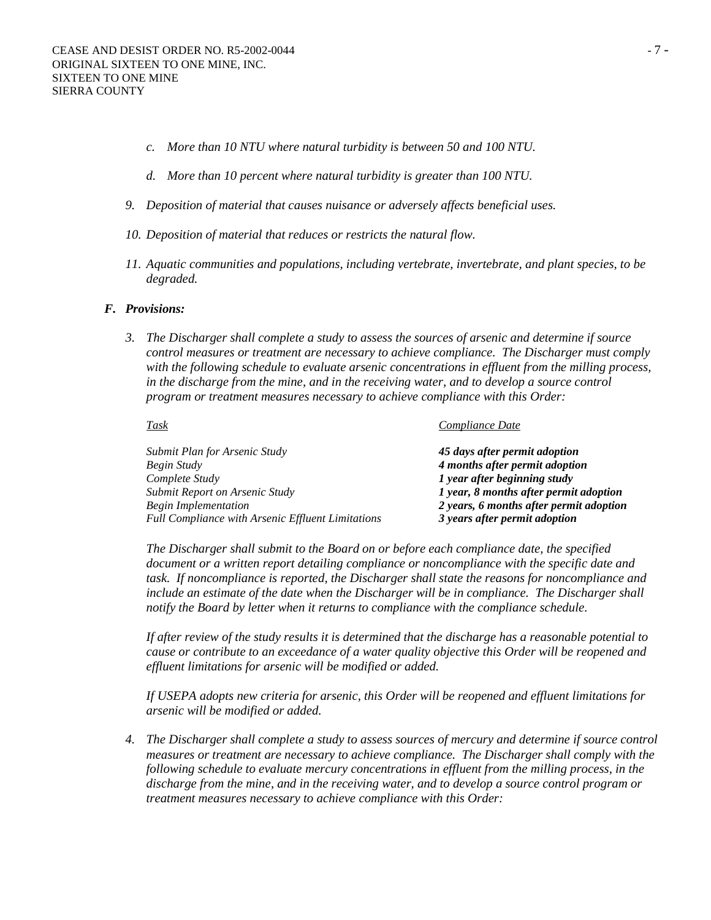*c. More than 10 NTU where natural turbidity is between 50 and 100 NTU.*

*d. More than 10 percent where natural turbidity is greater than 100 NTU.*

*9. Deposition of material that causes nuisance or adversely affects beneficial uses.*

*10. Deposition of material that reduces or restricts the natural flow.*

*11. Aquatic communities and populations, including vertebrate, invertebrate, and plant species, to be degraded.*

***F. Provisions:***

*3. The Discharger shall complete a study to assess the sources of arsenic and determine if source control measures or treatment are necessary to achieve compliance. The Discharger must comply with the following schedule to evaluate arsenic concentrations in effluent from the milling process, in the discharge from the mine, and in the receiving water, and to develop a source control program or treatment measures necessary to achieve compliance with this Order:*

| *Task* | *Compliance Date* |
|---|---|
| *Submit Plan for Arsenic Study* | ***45 days after permit adoption*** |
| *Begin Study* | ***4 months after permit adoption*** |
| *Complete Study* | ***1 year after beginning study*** |
| *Submit Report on Arsenic Study* | ***1 year, 8 months after permit adoption*** |
| *Begin Implementation* | ***2 years, 6 months after permit adoption*** |
| *Full Compliance with Arsenic Effluent Limitations* | ***3 years after permit adoption*** |

*The Discharger shall submit to the Board on or before each compliance date, the specified document or a written report detailing compliance or noncompliance with the specific date and task. If noncompliance is reported, the Discharger shall state the reasons for noncompliance and include an estimate of the date when the Discharger will be in compliance. The Discharger shall notify the Board by letter when it returns to compliance with the compliance schedule.*

*If after review of the study results it is determined that the discharge has a reasonable potential to cause or contribute to an exceedance of a water quality objective this Order will be reopened and effluent limitations for arsenic will be modified or added.*

*If USEPA adopts new criteria for arsenic, this Order will be reopened and effluent limitations for arsenic will be modified or added.*

*4. The Discharger shall complete a study to assess sources of mercury and determine if source control measures or treatment are necessary to achieve compliance. The Discharger shall comply with the following schedule to evaluate mercury concentrations in effluent from the milling process, in the discharge from the mine, and in the receiving water, and to develop a source control program or treatment measures necessary to achieve compliance with this Order:*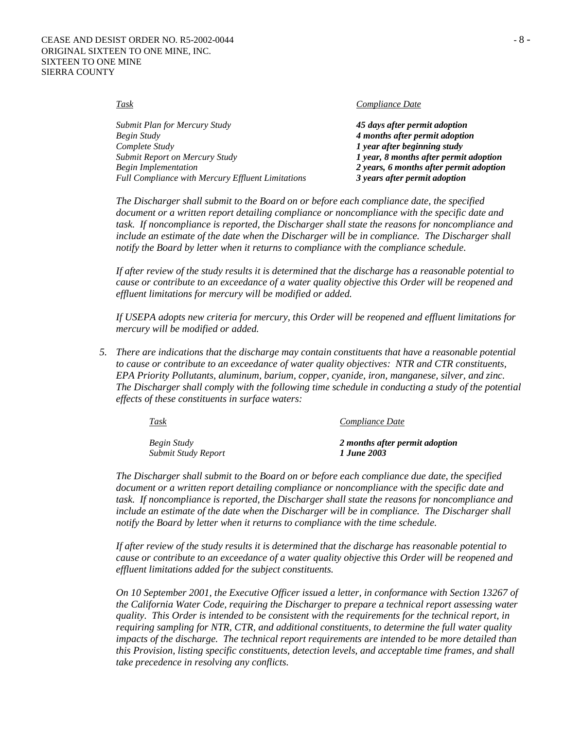| *Task* | *Compliance Date* |
| --- | --- |
| *Submit Plan for Mercury Study* | ***45 days after permit adoption*** |
| *Begin Study* | ***4 months after permit adoption*** |
| *Complete Study* | ***1 year after beginning study*** |
| *Submit Report on Mercury Study* | ***1 year, 8 months after permit adoption*** |
| *Begin Implementation* | ***2 years, 6 months after permit adoption*** |
| *Full Compliance with Mercury Effluent Limitations* | ***3 years after permit adoption*** |

*The Discharger shall submit to the Board on or before each compliance date, the specified document or a written report detailing compliance or noncompliance with the specific date and task. If noncompliance is reported, the Discharger shall state the reasons for noncompliance and include an estimate of the date when the Discharger will be in compliance. The Discharger shall notify the Board by letter when it returns to compliance with the compliance schedule.*

*If after review of the study results it is determined that the discharge has a reasonable potential to cause or contribute to an exceedance of a water quality objective this Order will be reopened and effluent limitations for mercury will be modified or added.*

*If USEPA adopts new criteria for mercury, this Order will be reopened and effluent limitations for mercury will be modified or added.*

5. *There are indications that the discharge may contain constituents that have a reasonable potential to cause or contribute to an exceedance of water quality objectives: NTR and CTR constituents, EPA Priority Pollutants, aluminum, barium, copper, cyanide, iron, manganese, silver, and zinc. The Discharger shall comply with the following time schedule in conducting a study of the potential effects of these constituents in surface waters:*

| *Task* | *Compliance Date* |
| --- | --- |
| *Begin Study* | ***2 months after permit adoption*** |
| *Submit Study Report* | ***1 June 2003*** |

*The Discharger shall submit to the Board on or before each compliance due date, the specified document or a written report detailing compliance or noncompliance with the specific date and task. If noncompliance is reported, the Discharger shall state the reasons for noncompliance and include an estimate of the date when the Discharger will be in compliance. The Discharger shall notify the Board by letter when it returns to compliance with the time schedule.*

*If after review of the study results it is determined that the discharge has reasonable potential to cause or contribute to an exceedance of a water quality objective this Order will be reopened and effluent limitations added for the subject constituents.*

*On 10 September 2001, the Executive Officer issued a letter, in conformance with Section 13267 of the California Water Code, requiring the Discharger to prepare a technical report assessing water quality. This Order is intended to be consistent with the requirements for the technical report, in requiring sampling for NTR, CTR, and additional constituents, to determine the full water quality impacts of the discharge. The technical report requirements are intended to be more detailed than this Provision, listing specific constituents, detection levels, and acceptable time frames, and shall take precedence in resolving any conflicts.*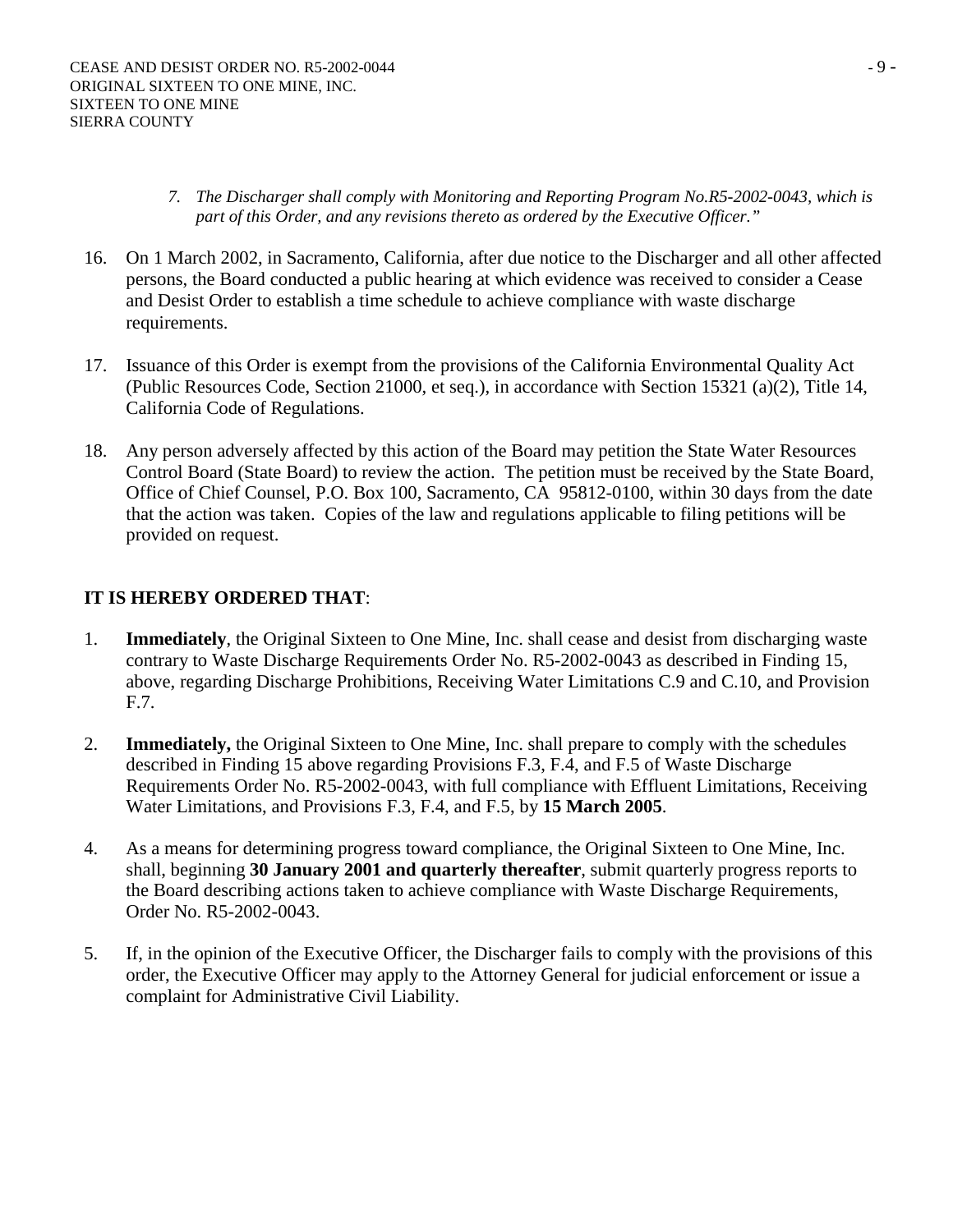7. *The Discharger shall comply with Monitoring and Reporting Program No.R5-2002-0043, which is part of this Order, and any revisions thereto as ordered by the Executive Officer."*

16. On 1 March 2002, in Sacramento, California, after due notice to the Discharger and all other affected persons, the Board conducted a public hearing at which evidence was received to consider a Cease and Desist Order to establish a time schedule to achieve compliance with waste discharge requirements.

17. Issuance of this Order is exempt from the provisions of the California Environmental Quality Act (Public Resources Code, Section 21000, et seq.), in accordance with Section 15321 (a)(2), Title 14, California Code of Regulations.

18. Any person adversely affected by this action of the Board may petition the State Water Resources Control Board (State Board) to review the action. The petition must be received by the State Board, Office of Chief Counsel, P.O. Box 100, Sacramento, CA 95812-0100, within 30 days from the date that the action was taken. Copies of the law and regulations applicable to filing petitions will be provided on request.

**IT IS HEREBY ORDERED THAT**:

1. **Immediately**, the Original Sixteen to One Mine, Inc. shall cease and desist from discharging waste contrary to Waste Discharge Requirements Order No. R5-2002-0043 as described in Finding 15, above, regarding Discharge Prohibitions, Receiving Water Limitations C.9 and C.10, and Provision F.7.

2. **Immediately,** the Original Sixteen to One Mine, Inc. shall prepare to comply with the schedules described in Finding 15 above regarding Provisions F.3, F.4, and F.5 of Waste Discharge Requirements Order No. R5-2002-0043, with full compliance with Effluent Limitations, Receiving Water Limitations, and Provisions F.3, F.4, and F.5, by **15 March 2005**.

4. As a means for determining progress toward compliance, the Original Sixteen to One Mine, Inc. shall, beginning **30 January 2001 and quarterly thereafter**, submit quarterly progress reports to the Board describing actions taken to achieve compliance with Waste Discharge Requirements, Order No. R5-2002-0043.

5. If, in the opinion of the Executive Officer, the Discharger fails to comply with the provisions of this order, the Executive Officer may apply to the Attorney General for judicial enforcement or issue a complaint for Administrative Civil Liability.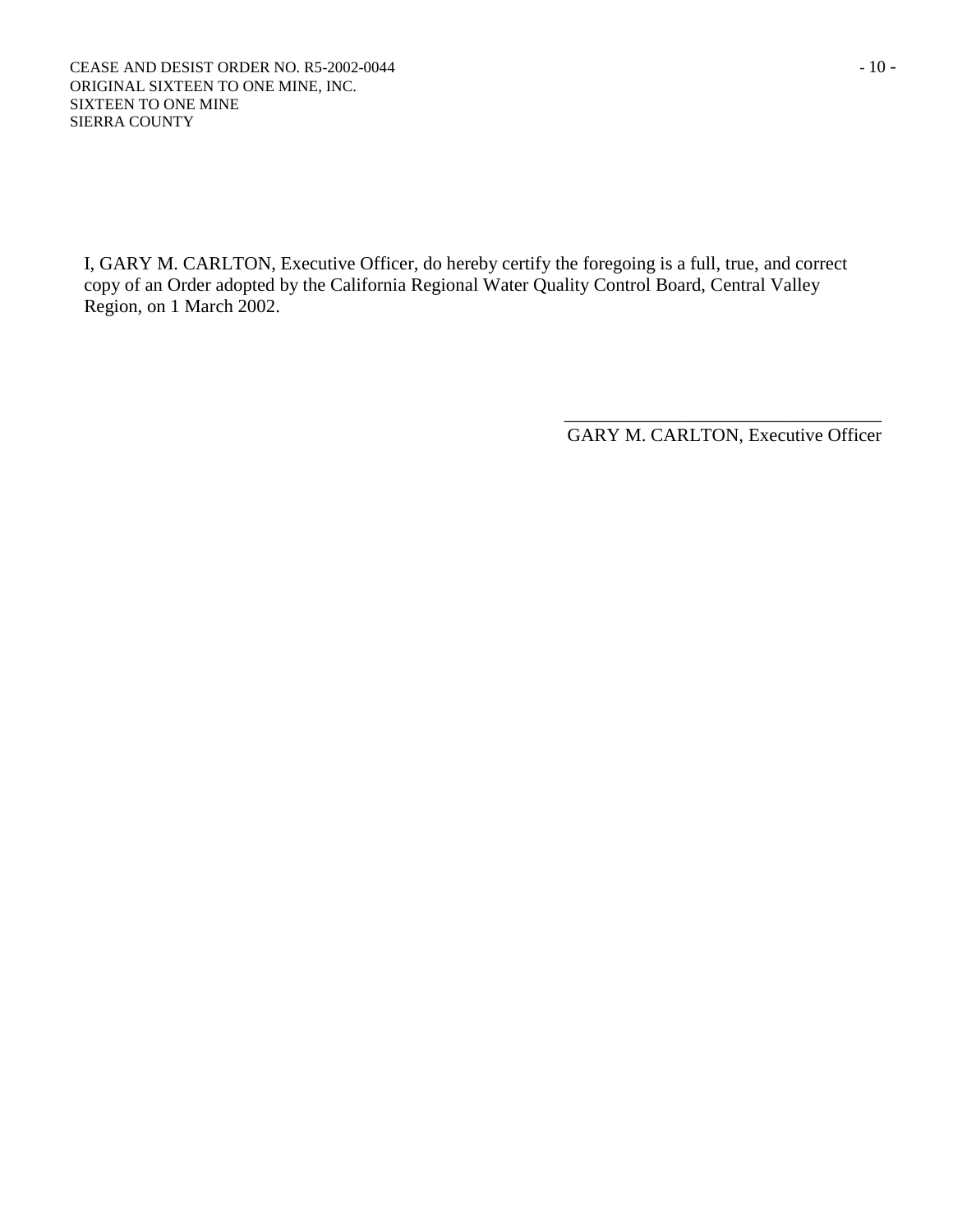I, GARY M. CARLTON, Executive Officer, do hereby certify the foregoing is a full, true, and correct copy of an Order adopted by the California Regional Water Quality Control Board, Central Valley Region, on 1 March 2002.

\_\_\_\_\_\_\_\_\_\_\_\_\_\_\_\_\_\_\_\_\_\_\_\_\_\_\_\_\_\_\_\_\_\_\_

GARY M. CARLTON, Executive Officer